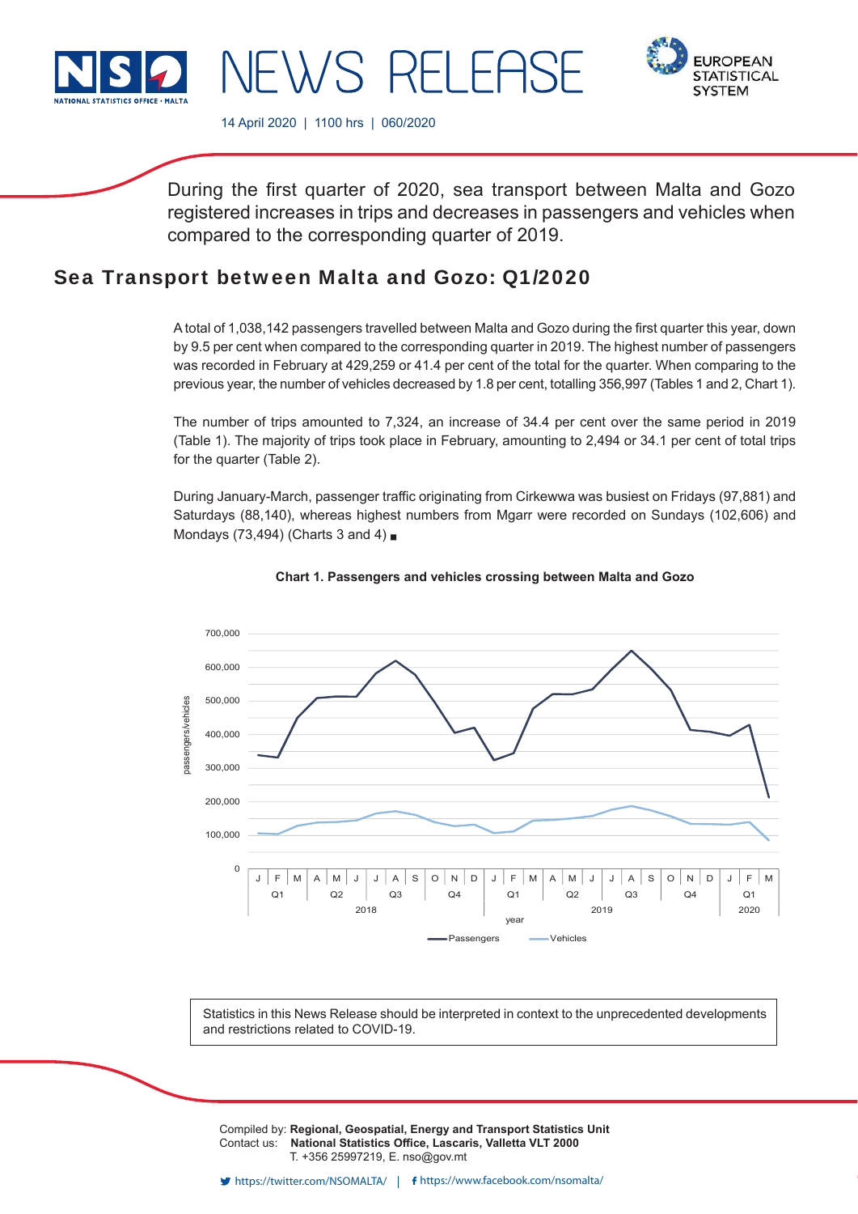NSO NEWS RELEASE — EUROPEAN STATISTICAL SYSTEM

14 April 2020 | 1100 hrs | 060/2020

During the first quarter of 2020, sea transport between Malta and Gozo registered increases in trips and decreases in passengers and vehicles when compared to the corresponding quarter of 2019.

# Sea Transport between Malta and Gozo: Q1/2020

A total of 1,038,142 passengers travelled between Malta and Gozo during the first quarter this year, down by 9.5 per cent when compared to the corresponding quarter in 2019. The highest number of passengers was recorded in February at 429,259 or 41.4 per cent of the total for the quarter. When comparing to the previous year, the number of vehicles decreased by 1.8 per cent, totalling 356,997 (Tables 1 and 2, Chart 1).

The number of trips amounted to 7,324, an increase of 34.4 per cent over the same period in 2019 (Table 1). The majority of trips took place in February, amounting to 2,494 or 34.1 per cent of total trips for the quarter (Table 2).

During January-March, passenger traffic originating from Cirkewwa was busiest on Fridays (97,881) and Saturdays (88,140), whereas highest numbers from Mgarr were recorded on Sundays (102,606) and Mondays (73,494) (Charts 3 and 4) ■

**Chart 1. Passengers and vehicles crossing between Malta and Gozo**

Statistics in this News Release should be interpreted in context to the unprecedented developments and restrictions related to COVID-19.

Compiled by: **Regional, Geospatial, Energy and Transport Statistics Unit**
Contact us: **National Statistics Office, Lascaris, Valletta VLT 2000**
T. +356 25997219, E. nso@gov.mt

https://twitter.com/NSOMALTA/ | https://www.facebook.com/nsomalta/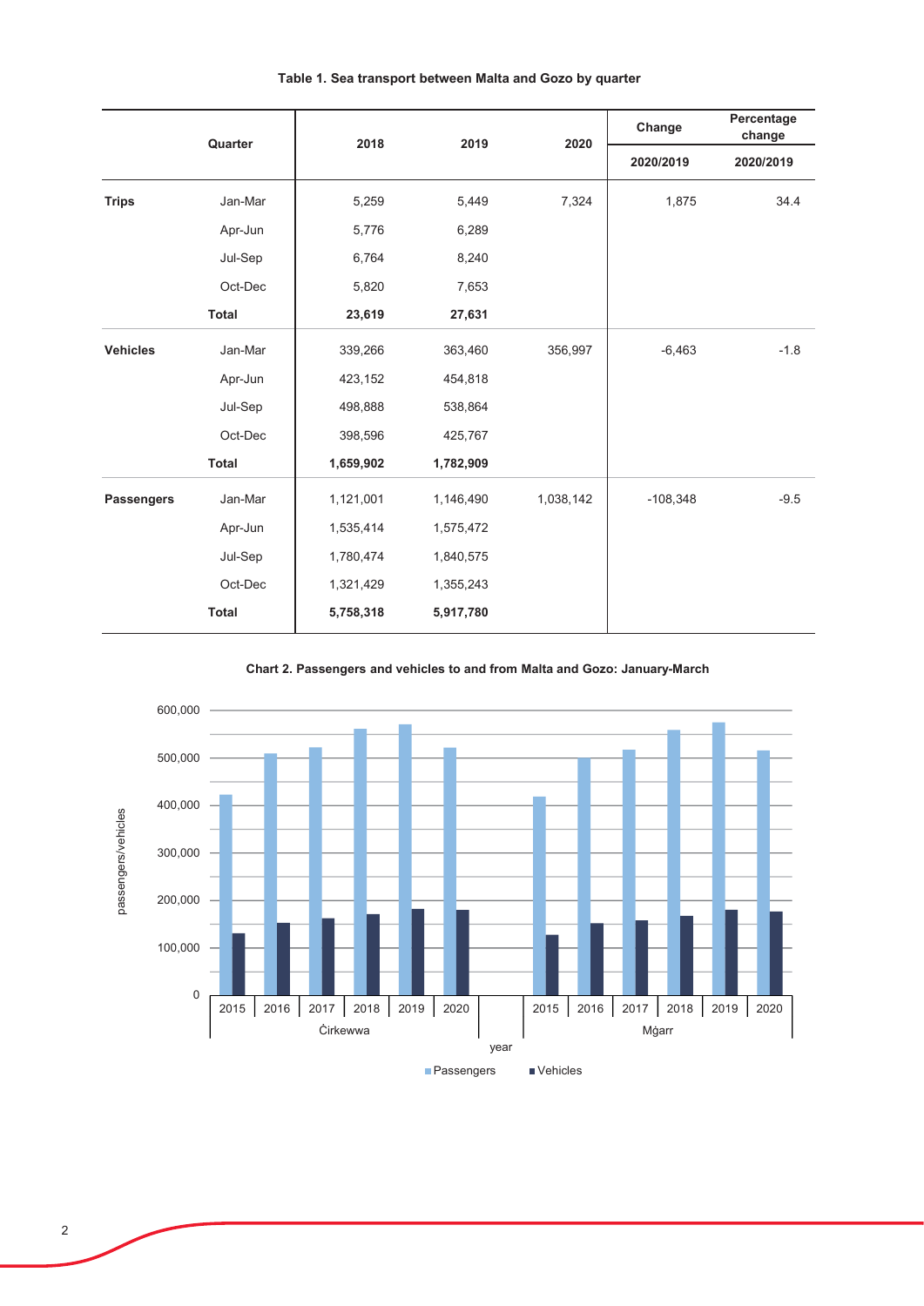**Table 1. Sea transport between Malta and Gozo by quarter**

| | Quarter | 2018 | 2019 | 2020 | Change 2020/2019 | Percentage change 2020/2019 |
|---|---|---|---|---|---|---|
| **Trips** | Jan-Mar | 5,259 | 5,449 | 7,324 | 1,875 | 34.4 |
| | Apr-Jun | 5,776 | 6,289 | | | |
| | Jul-Sep | 6,764 | 8,240 | | | |
| | Oct-Dec | 5,820 | 7,653 | | | |
| | **Total** | **23,619** | **27,631** | | | |
| **Vehicles** | Jan-Mar | 339,266 | 363,460 | 356,997 | -6,463 | -1.8 |
| | Apr-Jun | 423,152 | 454,818 | | | |
| | Jul-Sep | 498,888 | 538,864 | | | |
| | Oct-Dec | 398,596 | 425,767 | | | |
| | **Total** | **1,659,902** | **1,782,909** | | | |
| **Passengers** | Jan-Mar | 1,121,001 | 1,146,490 | 1,038,142 | -108,348 | -9.5 |
| | Apr-Jun | 1,535,414 | 1,575,472 | | | |
| | Jul-Sep | 1,780,474 | 1,840,575 | | | |
| | Oct-Dec | 1,321,429 | 1,355,243 | | | |
| | **Total** | **5,758,318** | **5,917,780** | | | |

**Chart 2. Passengers and vehicles to and from Malta and Gozo: January-March**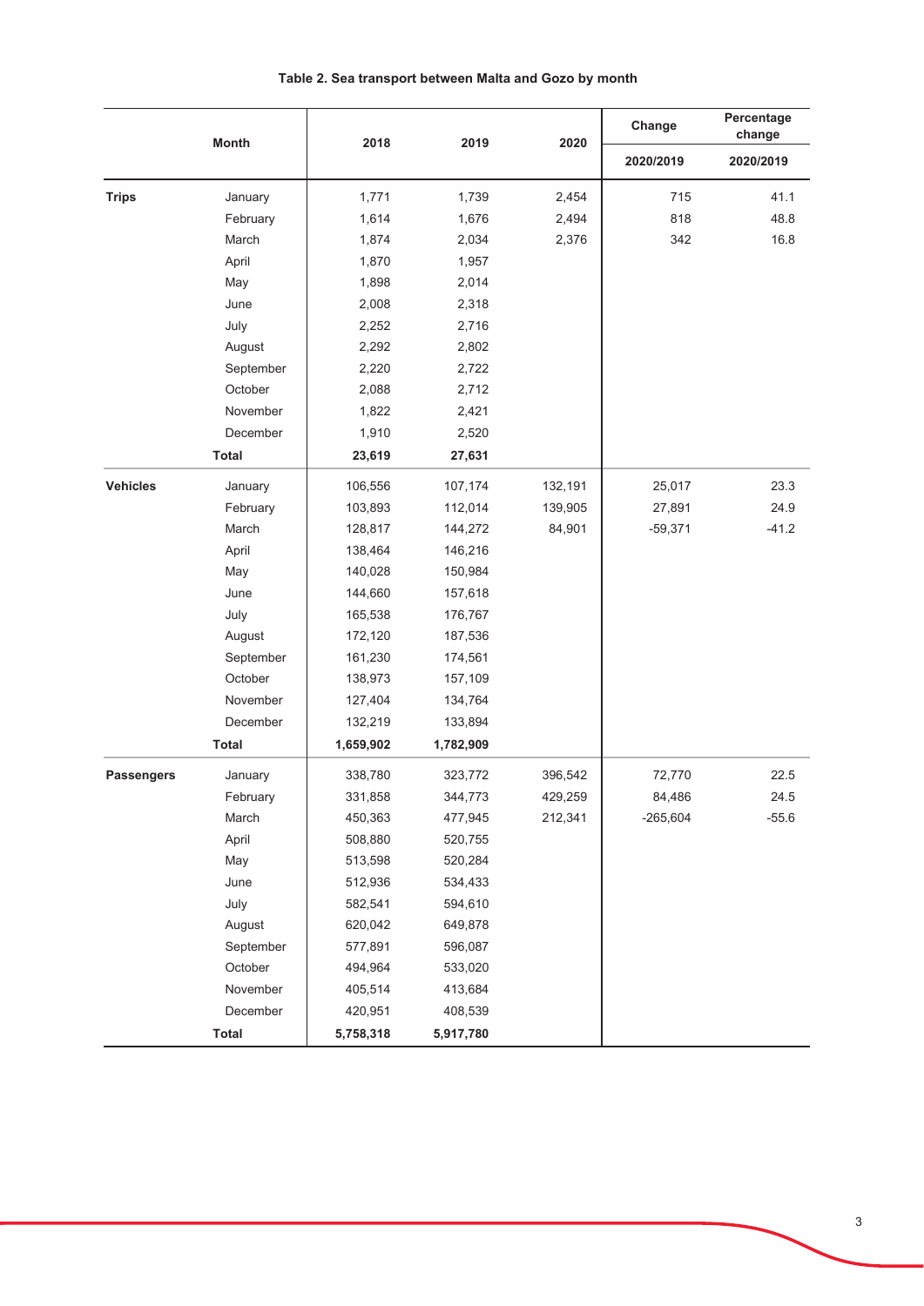**Table 2. Sea transport between Malta and Gozo by month**

| | Month | 2018 | 2019 | 2020 | Change | Percentage change |
|---|---|---|---|---|---|---|
| | | | | | 2020/2019 | 2020/2019 |
| **Trips** | January | 1,771 | 1,739 | 2,454 | 715 | 41.1 |
| | February | 1,614 | 1,676 | 2,494 | 818 | 48.8 |
| | March | 1,874 | 2,034 | 2,376 | 342 | 16.8 |
| | April | 1,870 | 1,957 | | | |
| | May | 1,898 | 2,014 | | | |
| | June | 2,008 | 2,318 | | | |
| | July | 2,252 | 2,716 | | | |
| | August | 2,292 | 2,802 | | | |
| | September | 2,220 | 2,722 | | | |
| | October | 2,088 | 2,712 | | | |
| | November | 1,822 | 2,421 | | | |
| | December | 1,910 | 2,520 | | | |
| | **Total** | **23,619** | **27,631** | | | |
| **Vehicles** | January | 106,556 | 107,174 | 132,191 | 25,017 | 23.3 |
| | February | 103,893 | 112,014 | 139,905 | 27,891 | 24.9 |
| | March | 128,817 | 144,272 | 84,901 | -59,371 | -41.2 |
| | April | 138,464 | 146,216 | | | |
| | May | 140,028 | 150,984 | | | |
| | June | 144,660 | 157,618 | | | |
| | July | 165,538 | 176,767 | | | |
| | August | 172,120 | 187,536 | | | |
| | September | 161,230 | 174,561 | | | |
| | October | 138,973 | 157,109 | | | |
| | November | 127,404 | 134,764 | | | |
| | December | 132,219 | 133,894 | | | |
| | **Total** | **1,659,902** | **1,782,909** | | | |
| **Passengers** | January | 338,780 | 323,772 | 396,542 | 72,770 | 22.5 |
| | February | 331,858 | 344,773 | 429,259 | 84,486 | 24.5 |
| | March | 450,363 | 477,945 | 212,341 | -265,604 | -55.6 |
| | April | 508,880 | 520,755 | | | |
| | May | 513,598 | 520,284 | | | |
| | June | 512,936 | 534,433 | | | |
| | July | 582,541 | 594,610 | | | |
| | August | 620,042 | 649,878 | | | |
| | September | 577,891 | 596,087 | | | |
| | October | 494,964 | 533,020 | | | |
| | November | 405,514 | 413,684 | | | |
| | December | 420,951 | 408,539 | | | |
| | **Total** | **5,758,318** | **5,917,780** | | | |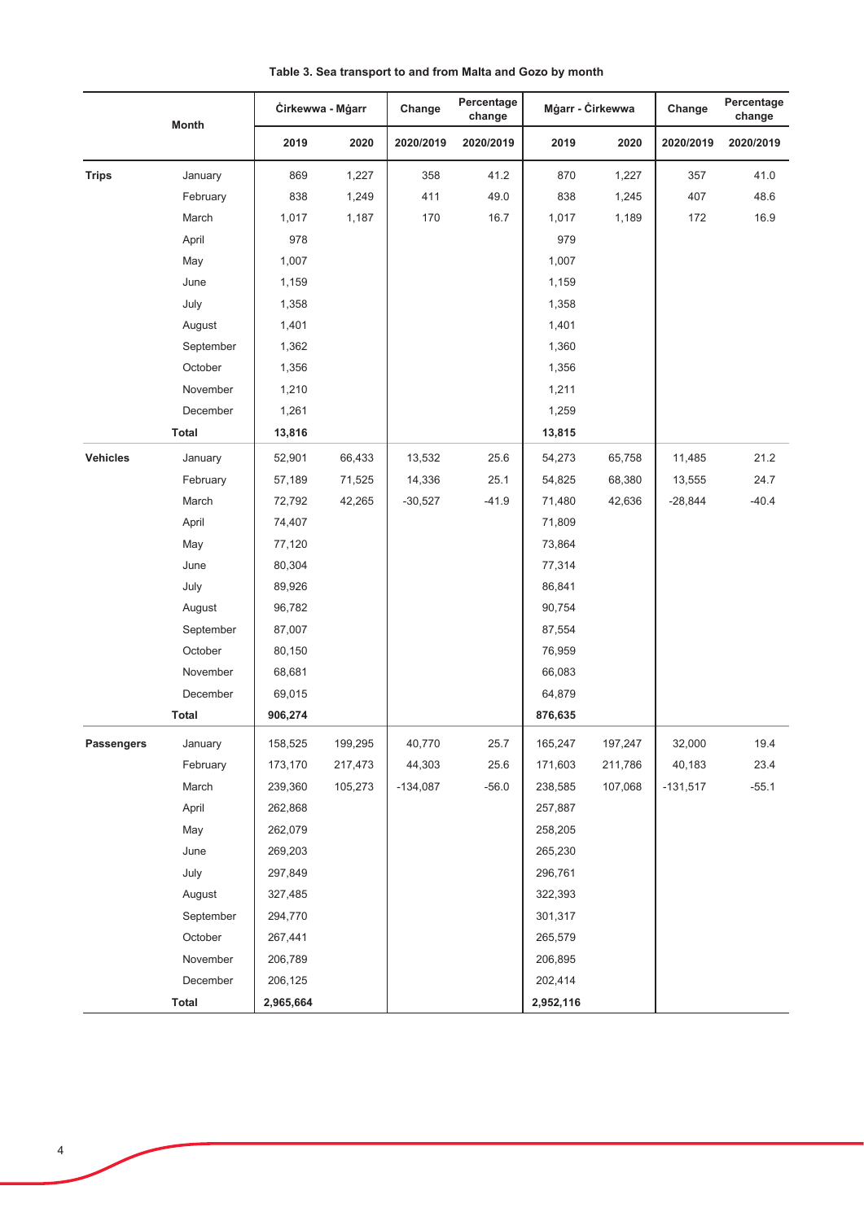**Table 3. Sea transport to and from Malta and Gozo by month**

| | Month | Ċirkewwa - Mġarr | | Change | Percentage change | Mġarr - Ċirkewwa | | Change | Percentage change |
|---|---|---|---|---|---|---|---|---|---|
| | | 2019 | 2020 | 2020/2019 | 2020/2019 | 2019 | 2020 | 2020/2019 | 2020/2019 |
| **Trips** | January | 869 | 1,227 | 358 | 41.2 | 870 | 1,227 | 357 | 41.0 |
| | February | 838 | 1,249 | 411 | 49.0 | 838 | 1,245 | 407 | 48.6 |
| | March | 1,017 | 1,187 | 170 | 16.7 | 1,017 | 1,189 | 172 | 16.9 |
| | April | 978 | | | | 979 | | | |
| | May | 1,007 | | | | 1,007 | | | |
| | June | 1,159 | | | | 1,159 | | | |
| | July | 1,358 | | | | 1,358 | | | |
| | August | 1,401 | | | | 1,401 | | | |
| | September | 1,362 | | | | 1,360 | | | |
| | October | 1,356 | | | | 1,356 | | | |
| | November | 1,210 | | | | 1,211 | | | |
| | December | 1,261 | | | | 1,259 | | | |
| | **Total** | **13,816** | | | | **13,815** | | | |
| **Vehicles** | January | 52,901 | 66,433 | 13,532 | 25.6 | 54,273 | 65,758 | 11,485 | 21.2 |
| | February | 57,189 | 71,525 | 14,336 | 25.1 | 54,825 | 68,380 | 13,555 | 24.7 |
| | March | 72,792 | 42,265 | -30,527 | -41.9 | 71,480 | 42,636 | -28,844 | -40.4 |
| | April | 74,407 | | | | 71,809 | | | |
| | May | 77,120 | | | | 73,864 | | | |
| | June | 80,304 | | | | 77,314 | | | |
| | July | 89,926 | | | | 86,841 | | | |
| | August | 96,782 | | | | 90,754 | | | |
| | September | 87,007 | | | | 87,554 | | | |
| | October | 80,150 | | | | 76,959 | | | |
| | November | 68,681 | | | | 66,083 | | | |
| | December | 69,015 | | | | 64,879 | | | |
| | **Total** | **906,274** | | | | **876,635** | | | |
| **Passengers** | January | 158,525 | 199,295 | 40,770 | 25.7 | 165,247 | 197,247 | 32,000 | 19.4 |
| | February | 173,170 | 217,473 | 44,303 | 25.6 | 171,603 | 211,786 | 40,183 | 23.4 |
| | March | 239,360 | 105,273 | -134,087 | -56.0 | 238,585 | 107,068 | -131,517 | -55.1 |
| | April | 262,868 | | | | 257,887 | | | |
| | May | 262,079 | | | | 258,205 | | | |
| | June | 269,203 | | | | 265,230 | | | |
| | July | 297,849 | | | | 296,761 | | | |
| | August | 327,485 | | | | 322,393 | | | |
| | September | 294,770 | | | | 301,317 | | | |
| | October | 267,441 | | | | 265,579 | | | |
| | November | 206,789 | | | | 206,895 | | | |
| | December | 206,125 | | | | 202,414 | | | |
| | **Total** | **2,965,664** | | | | **2,952,116** | | | |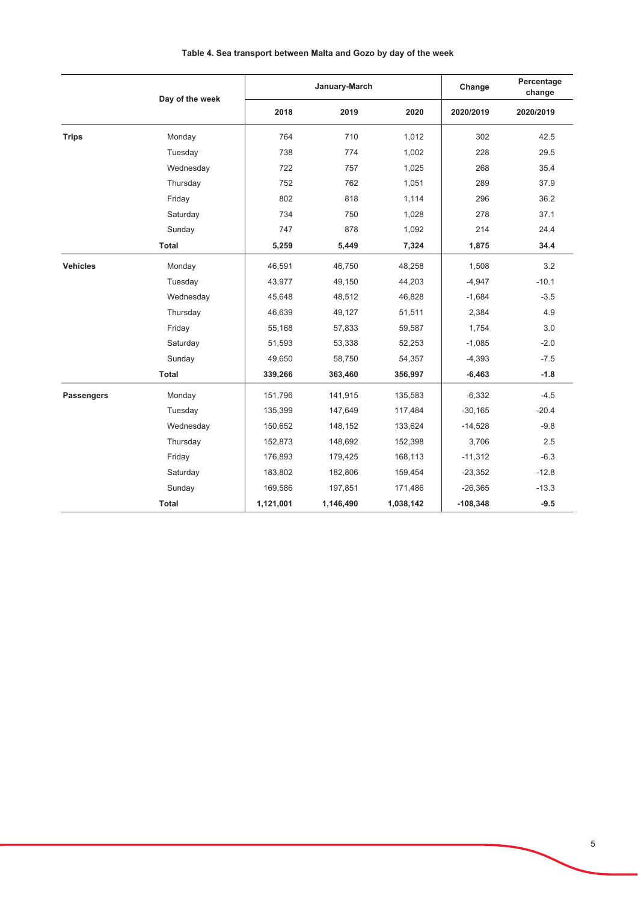**Table 4. Sea transport between Malta and Gozo by day of the week**

| | Day of the week | January-March | | | Change | Percentage change |
|---|---|---|---|---|---|---|
| | | 2018 | 2019 | 2020 | 2020/2019 | 2020/2019 |
| **Trips** | Monday | 764 | 710 | 1,012 | 302 | 42.5 |
| | Tuesday | 738 | 774 | 1,002 | 228 | 29.5 |
| | Wednesday | 722 | 757 | 1,025 | 268 | 35.4 |
| | Thursday | 752 | 762 | 1,051 | 289 | 37.9 |
| | Friday | 802 | 818 | 1,114 | 296 | 36.2 |
| | Saturday | 734 | 750 | 1,028 | 278 | 37.1 |
| | Sunday | 747 | 878 | 1,092 | 214 | 24.4 |
| | **Total** | **5,259** | **5,449** | **7,324** | **1,875** | **34.4** |
| **Vehicles** | Monday | 46,591 | 46,750 | 48,258 | 1,508 | 3.2 |
| | Tuesday | 43,977 | 49,150 | 44,203 | -4,947 | -10.1 |
| | Wednesday | 45,648 | 48,512 | 46,828 | -1,684 | -3.5 |
| | Thursday | 46,639 | 49,127 | 51,511 | 2,384 | 4.9 |
| | Friday | 55,168 | 57,833 | 59,587 | 1,754 | 3.0 |
| | Saturday | 51,593 | 53,338 | 52,253 | -1,085 | -2.0 |
| | Sunday | 49,650 | 58,750 | 54,357 | -4,393 | -7.5 |
| | **Total** | **339,266** | **363,460** | **356,997** | **-6,463** | **-1.8** |
| **Passengers** | Monday | 151,796 | 141,915 | 135,583 | -6,332 | -4.5 |
| | Tuesday | 135,399 | 147,649 | 117,484 | -30,165 | -20.4 |
| | Wednesday | 150,652 | 148,152 | 133,624 | -14,528 | -9.8 |
| | Thursday | 152,873 | 148,692 | 152,398 | 3,706 | 2.5 |
| | Friday | 176,893 | 179,425 | 168,113 | -11,312 | -6.3 |
| | Saturday | 183,802 | 182,806 | 159,454 | -23,352 | -12.8 |
| | Sunday | 169,586 | 197,851 | 171,486 | -26,365 | -13.3 |
| | **Total** | **1,121,001** | **1,146,490** | **1,038,142** | **-108,348** | **-9.5** |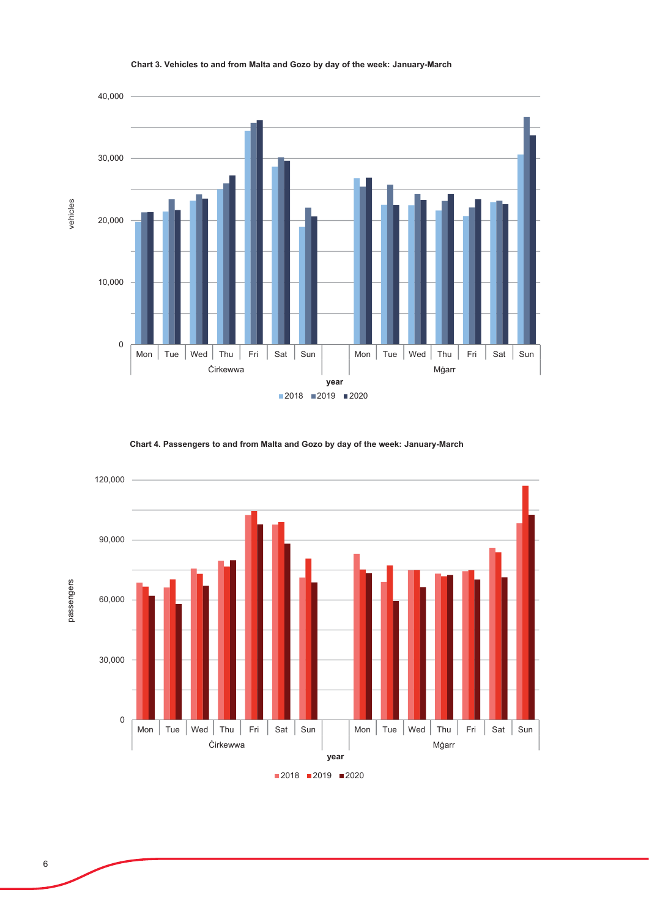**Chart 3. Vehicles to and from Malta and Gozo by day of the week: January-March**

**Chart 4. Passengers to and from Malta and Gozo by day of the week: January-March**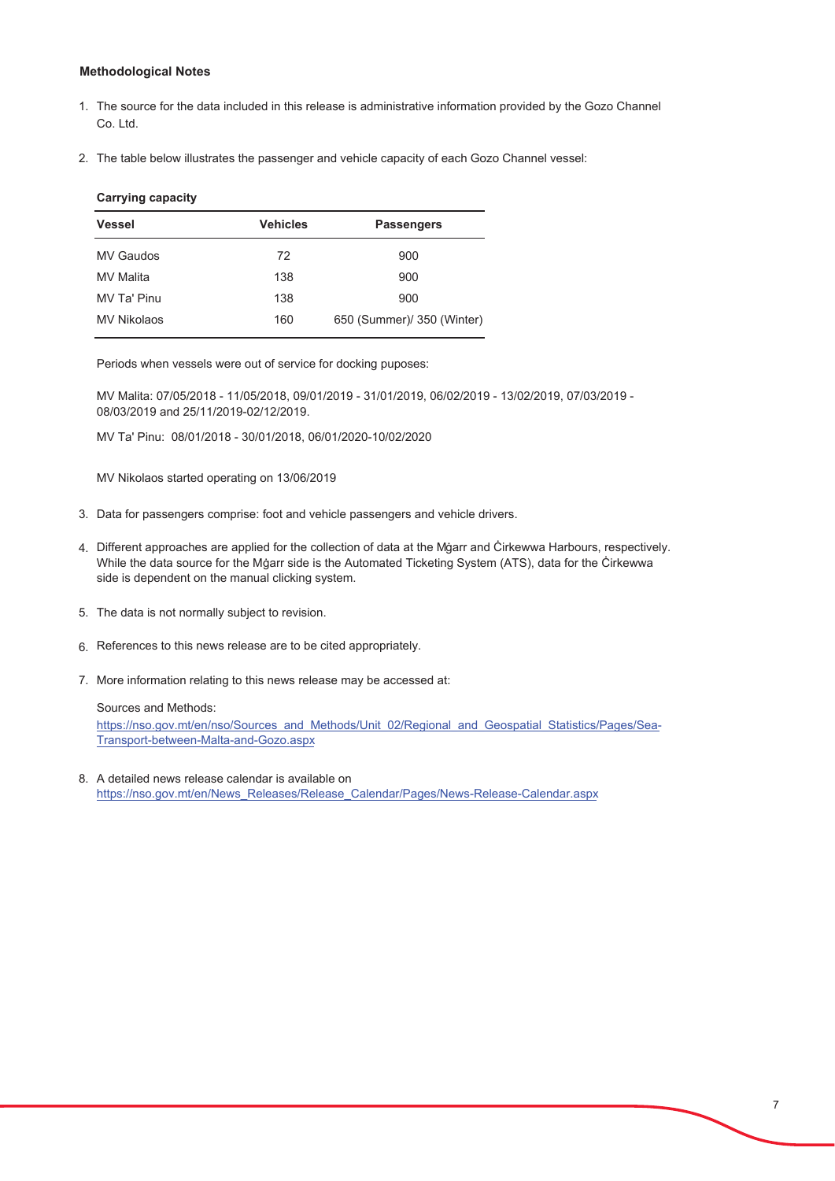**Methodological Notes**

1. The source for the data included in this release is administrative information provided by the Gozo Channel Co. Ltd.

2. The table below illustrates the passenger and vehicle capacity of each Gozo Channel vessel:

**Carrying capacity**

| Vessel | Vehicles | Passengers |
|---|---|---|
| MV Gaudos | 72 | 900 |
| MV Malita | 138 | 900 |
| MV Ta' Pinu | 138 | 900 |
| MV Nikolaos | 160 | 650 (Summer)/ 350 (Winter) |

Periods when vessels were out of service for docking puposes:

MV Malita: 07/05/2018 - 11/05/2018, 09/01/2019 - 31/01/2019, 06/02/2019 - 13/02/2019, 07/03/2019 - 08/03/2019 and 25/11/2019-02/12/2019.

MV Ta' Pinu: 08/01/2018 - 30/01/2018, 06/01/2020-10/02/2020

MV Nikolaos started operating on 13/06/2019

3. Data for passengers comprise: foot and vehicle passengers and vehicle drivers.

4. Different approaches are applied for the collection of data at the Mġarr and Ċirkewwa Harbours, respectively. While the data source for the Mġarr side is the Automated Ticketing System (ATS), data for the Ċirkewwa side is dependent on the manual clicking system.

5. The data is not normally subject to revision.

6. References to this news release are to be cited appropriately.

7. More information relating to this news release may be accessed at:

   Sources and Methods:
   https://nso.gov.mt/en/nso/Sources_and_Methods/Unit_02/Regional_and_Geospatial_Statistics/Pages/Sea-Transport-between-Malta-and-Gozo.aspx

8. A detailed news release calendar is available on
   https://nso.gov.mt/en/News_Releases/Release_Calendar/Pages/News-Release-Calendar.aspx